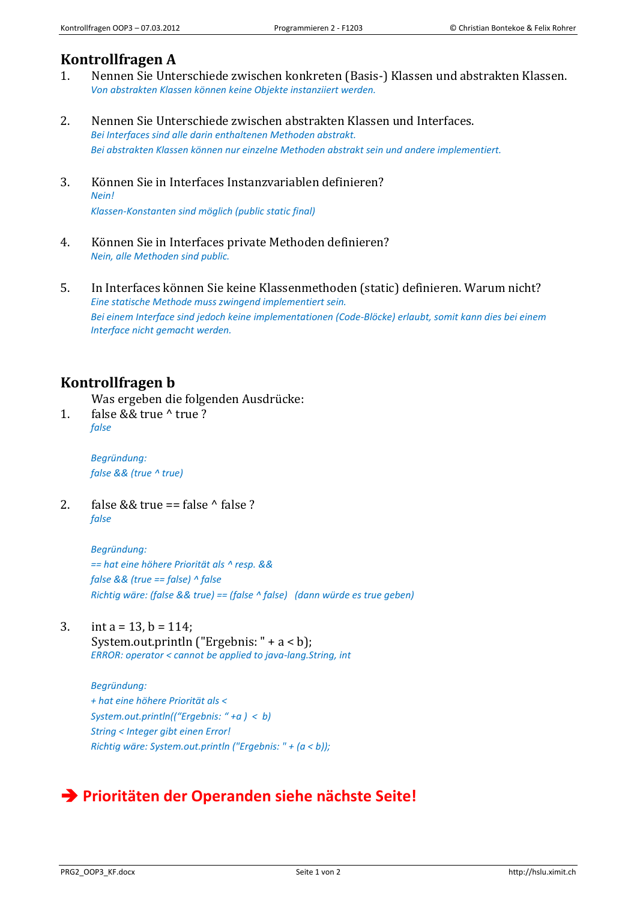## Kontrollfragen A

1. Nennen Sie Unterschiede zwischen konkreten (Basis-) Klassen und abstrakten Klassen.
   *Von abstrakten Klassen können keine Objekte instanziiert werden.*

2. Nennen Sie Unterschiede zwischen abstrakten Klassen und Interfaces.
   *Bei Interfaces sind alle darin enthaltenen Methoden abstrakt.*
   *Bei abstrakten Klassen können nur einzelne Methoden abstrakt sein und andere implementiert.*

3. Können Sie in Interfaces Instanzvariablen definieren?
   *Nein!*
   *Klassen-Konstanten sind möglich (public static final)*

4. Können Sie in Interfaces private Methoden definieren?
   *Nein, alle Methoden sind public.*

5. In Interfaces können Sie keine Klassenmethoden (static) definieren. Warum nicht?
   *Eine statische Methode muss zwingend implementiert sein.*
   *Bei einem Interface sind jedoch keine implementationen (Code-Blöcke) erlaubt, somit kann dies bei einem Interface nicht gemacht werden.*

## Kontrollfragen b

Was ergeben die folgenden Ausdrücke:

1. false && true ^ true ?
   *false*

   *Begründung:*
   *false && (true ^ true)*

2. false && true == false ^ false ?
   *false*

   *Begründung:*
   *== hat eine höhere Priorität als ^ resp. &&*
   *false && (true == false) ^ false*
   *Richtig wäre: (false && true) == (false ^ false)   (dann würde es true geben)*

3. int a = 13, b = 114;
   System.out.println ("Ergebnis: " + a < b);
   *ERROR: operator < cannot be applied to java-lang.String, int*

   *Begründung:*
   *+ hat eine höhere Priorität als <*
   *System.out.println((“Ergebnis: “ +a )  <  b)*
   *String < Integer gibt einen Error!*
   *Richtig wäre: System.out.println ("Ergebnis: " + (a < b));*

**➔ Prioritäten der Operanden siehe nächste Seite!**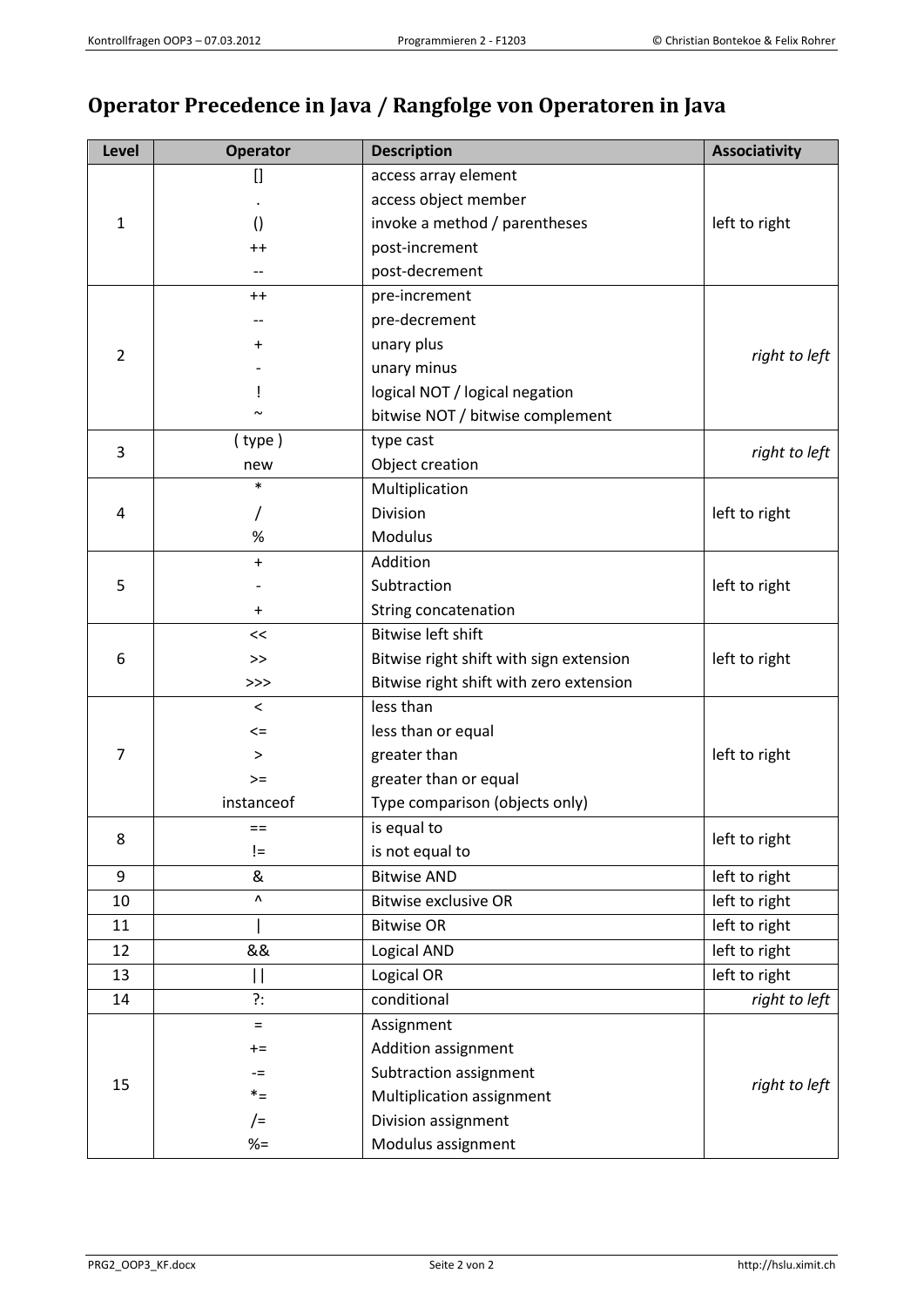# Operator Precedence in Java / Rangfolge von Operatoren in Java

| Level | Operator | Description | Associativity |
|---|---|---|---|
| 1 | [] | access array element | left to right |
| | . | access object member | |
| | () | invoke a method / parentheses | |
| | ++ | post-increment | |
| | -- | post-decrement | |
| 2 | ++ | pre-increment | *right to left* |
| | -- | pre-decrement | |
| | + | unary plus | |
| | - | unary minus | |
| | ! | logical NOT / logical negation | |
| | ~ | bitwise NOT / bitwise complement | |
| 3 | ( type ) | type cast | *right to left* |
| | new | Object creation | |
| 4 | * | Multiplication | left to right |
| | / | Division | |
| | % | Modulus | |
| 5 | + | Addition | left to right |
| | - | Subtraction | |
| | + | String concatenation | |
| 6 | << | Bitwise left shift | left to right |
| | >> | Bitwise right shift with sign extension | |
| | >>> | Bitwise right shift with zero extension | |
| 7 | < | less than | left to right |
| | <= | less than or equal | |
| | > | greater than | |
| | >= | greater than or equal | |
| | instanceof | Type comparison (objects only) | |
| 8 | == | is equal to | left to right |
| | != | is not equal to | |
| 9 | & | Bitwise AND | left to right |
| 10 | ^ | Bitwise exclusive OR | left to right |
| 11 | \| | Bitwise OR | left to right |
| 12 | && | Logical AND | left to right |
| 13 | \|\| | Logical OR | left to right |
| 14 | ?: | conditional | *right to left* |
| 15 | = | Assignment | *right to left* |
| | += | Addition assignment | |
| | -= | Subtraction assignment | |
| | *= | Multiplication assignment | |
| | /= | Division assignment | |
| | %= | Modulus assignment | |